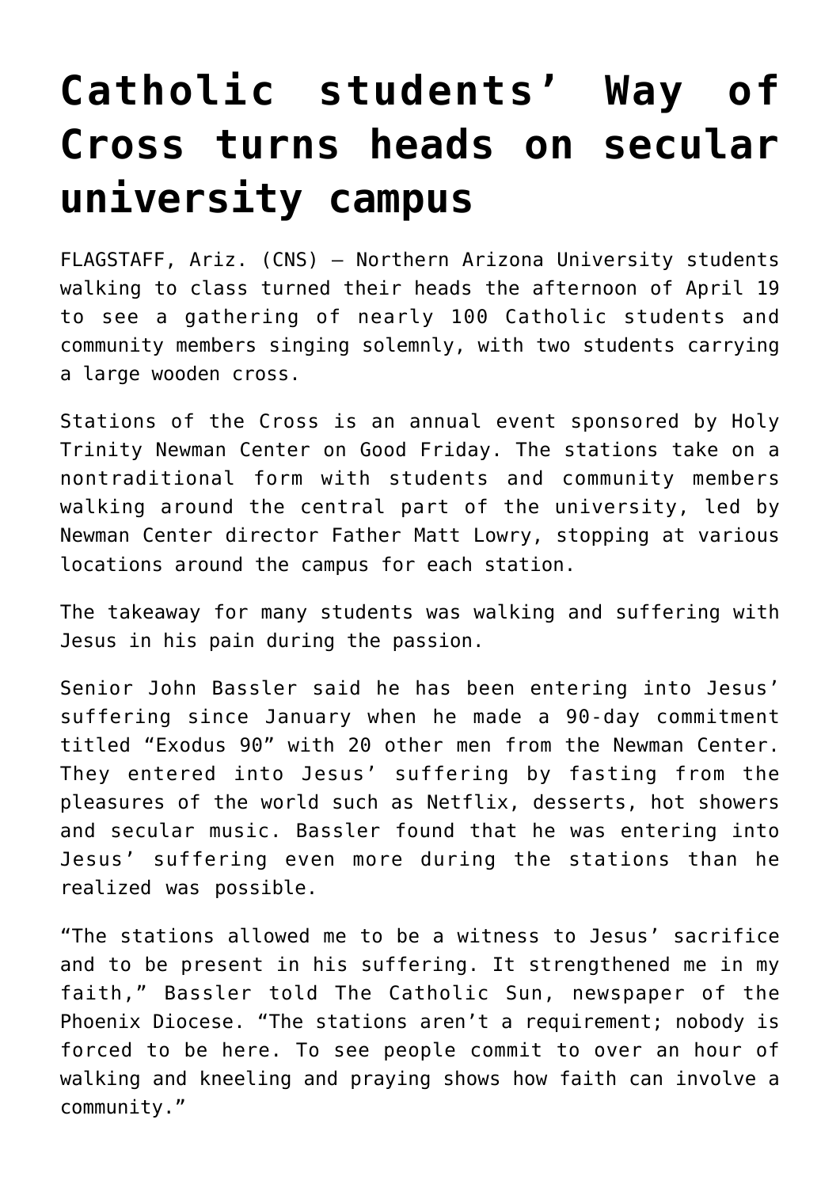# Catholic students' Way of Cross turns heads on secular university campus

FLAGSTAFF, Ariz. (CNS) — Northern Arizona University students walking to class turned their heads the afternoon of April 19 to see a gathering of nearly 100 Catholic students and community members singing solemnly, with two students carrying a large wooden cross.

Stations of the Cross is an annual event sponsored by Holy Trinity Newman Center on Good Friday. The stations take on a nontraditional form with students and community members walking around the central part of the university, led by Newman Center director Father Matt Lowry, stopping at various locations around the campus for each station.

The takeaway for many students was walking and suffering with Jesus in his pain during the passion.

Senior John Bassler said he has been entering into Jesus' suffering since January when he made a 90-day commitment titled "Exodus 90" with 20 other men from the Newman Center. They entered into Jesus' suffering by fasting from the pleasures of the world such as Netflix, desserts, hot showers and secular music. Bassler found that he was entering into Jesus' suffering even more during the stations than he realized was possible.

"The stations allowed me to be a witness to Jesus' sacrifice and to be present in his suffering. It strengthened me in my faith," Bassler told The Catholic Sun, newspaper of the Phoenix Diocese. "The stations aren't a requirement; nobody is forced to be here. To see people commit to over an hour of walking and kneeling and praying shows how faith can involve a community."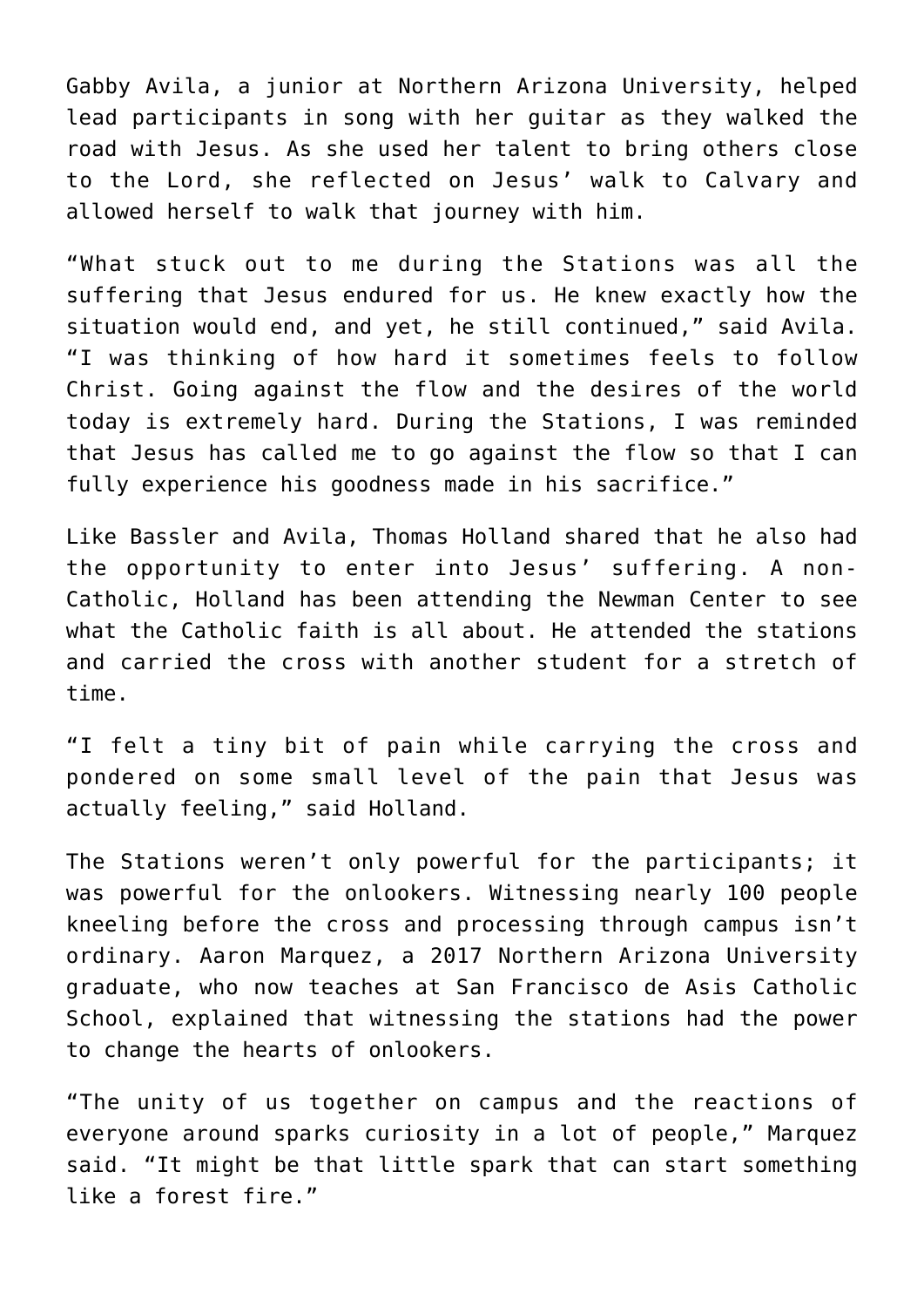Gabby Avila, a junior at Northern Arizona University, helped lead participants in song with her guitar as they walked the road with Jesus. As she used her talent to bring others close to the Lord, she reflected on Jesus' walk to Calvary and allowed herself to walk that journey with him.

"What stuck out to me during the Stations was all the suffering that Jesus endured for us. He knew exactly how the situation would end, and yet, he still continued," said Avila. "I was thinking of how hard it sometimes feels to follow Christ. Going against the flow and the desires of the world today is extremely hard. During the Stations, I was reminded that Jesus has called me to go against the flow so that I can fully experience his goodness made in his sacrifice."

Like Bassler and Avila, Thomas Holland shared that he also had the opportunity to enter into Jesus' suffering. A non-Catholic, Holland has been attending the Newman Center to see what the Catholic faith is all about. He attended the stations and carried the cross with another student for a stretch of time.

"I felt a tiny bit of pain while carrying the cross and pondered on some small level of the pain that Jesus was actually feeling," said Holland.

The Stations weren't only powerful for the participants; it was powerful for the onlookers. Witnessing nearly 100 people kneeling before the cross and processing through campus isn't ordinary. Aaron Marquez, a 2017 Northern Arizona University graduate, who now teaches at San Francisco de Asis Catholic School, explained that witnessing the stations had the power to change the hearts of onlookers.

"The unity of us together on campus and the reactions of everyone around sparks curiosity in a lot of people," Marquez said. "It might be that little spark that can start something like a forest fire."